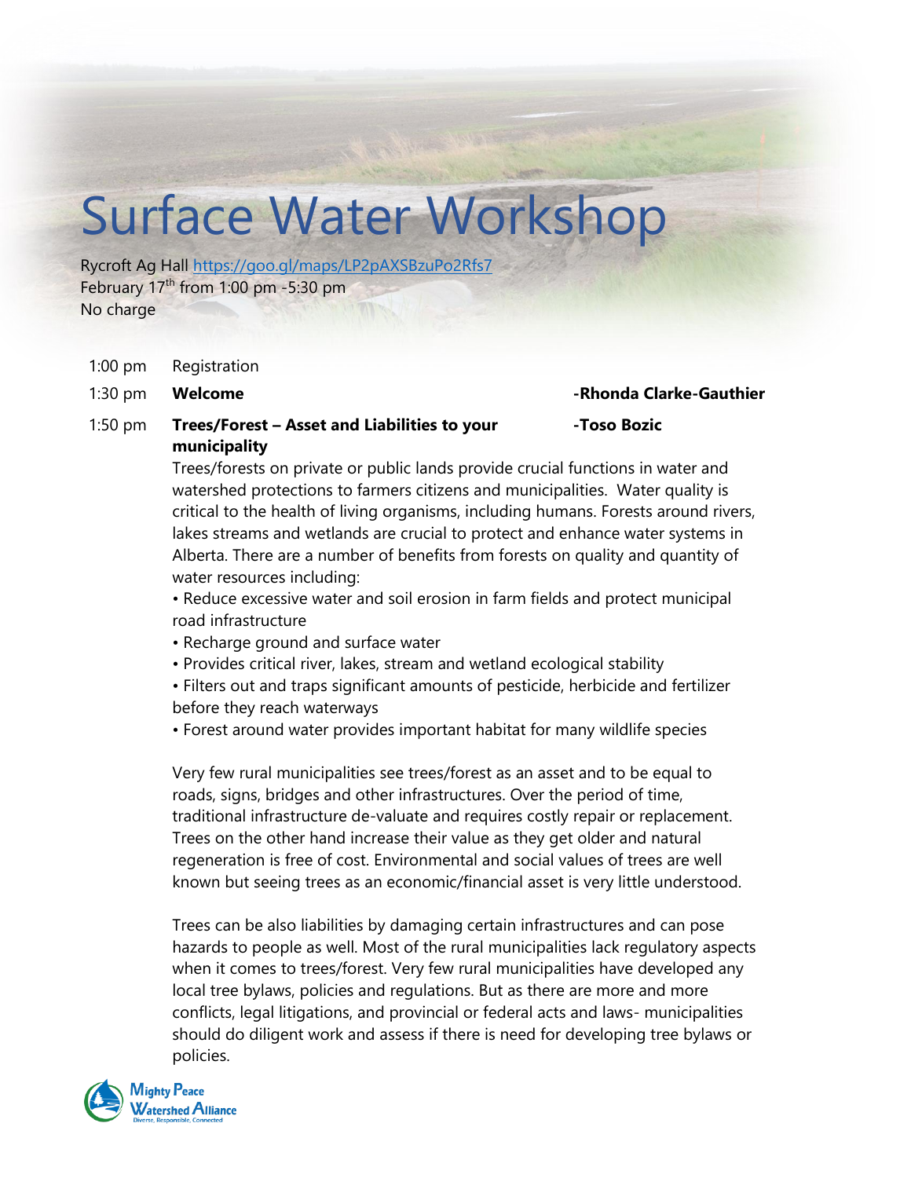# Surface Water Workshop

Rycroft Ag Hall https://goo.gl/maps/LP2pAXSBzuPo2Rfs7
February 17th from 1:00 pm -5:30 pm
No charge

1:00 pm Registration

1:30 pm **Welcome** **-Rhonda Clarke-Gauthier**

1:50 pm **Trees/Forest – Asset and Liabilities to your municipality** **-Toso Bozic**

Trees/forests on private or public lands provide crucial functions in water and watershed protections to farmers citizens and municipalities. Water quality is critical to the health of living organisms, including humans. Forests around rivers, lakes streams and wetlands are crucial to protect and enhance water systems in Alberta. There are a number of benefits from forests on quality and quantity of water resources including:

- Reduce excessive water and soil erosion in farm fields and protect municipal road infrastructure
- Recharge ground and surface water
- Provides critical river, lakes, stream and wetland ecological stability
- Filters out and traps significant amounts of pesticide, herbicide and fertilizer before they reach waterways
- Forest around water provides important habitat for many wildlife species

Very few rural municipalities see trees/forest as an asset and to be equal to roads, signs, bridges and other infrastructures. Over the period of time, traditional infrastructure de-valuate and requires costly repair or replacement. Trees on the other hand increase their value as they get older and natural regeneration is free of cost. Environmental and social values of trees are well known but seeing trees as an economic/financial asset is very little understood.

Trees can be also liabilities by damaging certain infrastructures and can pose hazards to people as well. Most of the rural municipalities lack regulatory aspects when it comes to trees/forest. Very few rural municipalities have developed any local tree bylaws, policies and regulations. But as there are more and more conflicts, legal litigations, and provincial or federal acts and laws- municipalities should do diligent work and assess if there is need for developing tree bylaws or policies.

Mighty Peace Watershed Alliance
Diverse, Responsible, Connected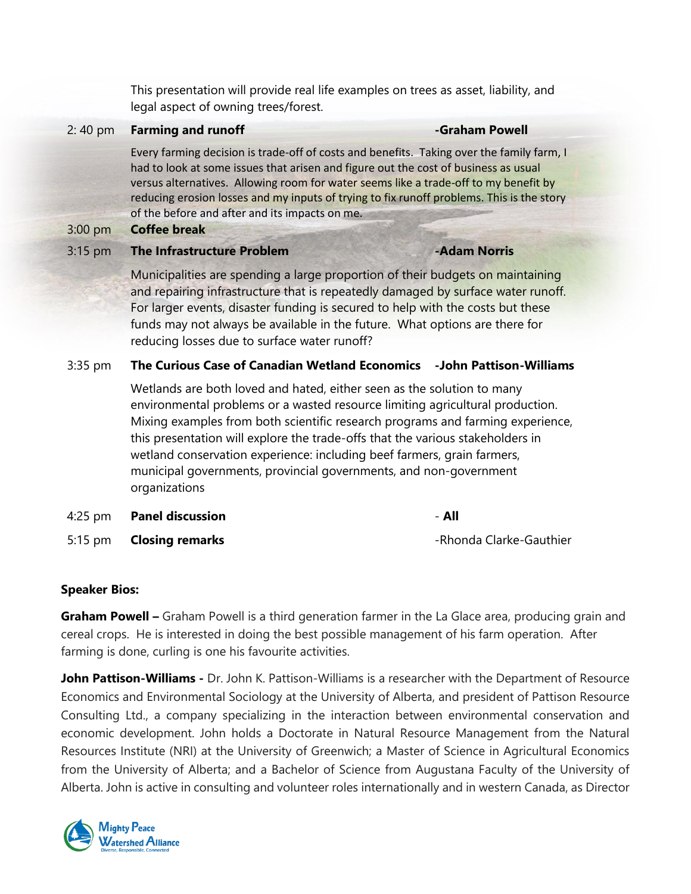This presentation will provide real life examples on trees as asset, liability, and legal aspect of owning trees/forest.

2: 40 pm **Farming and runoff** **-Graham Powell**

Every farming decision is trade-off of costs and benefits. Taking over the family farm, I had to look at some issues that arisen and figure out the cost of business as usual versus alternatives. Allowing room for water seems like a trade-off to my benefit by reducing erosion losses and my inputs of trying to fix runoff problems. This is the story of the before and after and its impacts on me.

3:00 pm **Coffee break**

3:15 pm **The Infrastructure Problem** **-Adam Norris**

Municipalities are spending a large proportion of their budgets on maintaining and repairing infrastructure that is repeatedly damaged by surface water runoff. For larger events, disaster funding is secured to help with the costs but these funds may not always be available in the future. What options are there for reducing losses due to surface water runoff?

3:35 pm **The Curious Case of Canadian Wetland Economics** **-John Pattison-Williams**

Wetlands are both loved and hated, either seen as the solution to many environmental problems or a wasted resource limiting agricultural production. Mixing examples from both scientific research programs and farming experience, this presentation will explore the trade-offs that the various stakeholders in wetland conservation experience: including beef farmers, grain farmers, municipal governments, provincial governments, and non-government organizations

4:25 pm **Panel discussion** - **All**

5:15 pm **Closing remarks** -Rhonda Clarke-Gauthier

**Speaker Bios:**

**Graham Powell –** Graham Powell is a third generation farmer in the La Glace area, producing grain and cereal crops. He is interested in doing the best possible management of his farm operation. After farming is done, curling is one his favourite activities.

**John Pattison-Williams -** Dr. John K. Pattison-Williams is a researcher with the Department of Resource Economics and Environmental Sociology at the University of Alberta, and president of Pattison Resource Consulting Ltd., a company specializing in the interaction between environmental conservation and economic development. John holds a Doctorate in Natural Resource Management from the Natural Resources Institute (NRI) at the University of Greenwich; a Master of Science in Agricultural Economics from the University of Alberta; and a Bachelor of Science from Augustana Faculty of the University of Alberta. John is active in consulting and volunteer roles internationally and in western Canada, as Director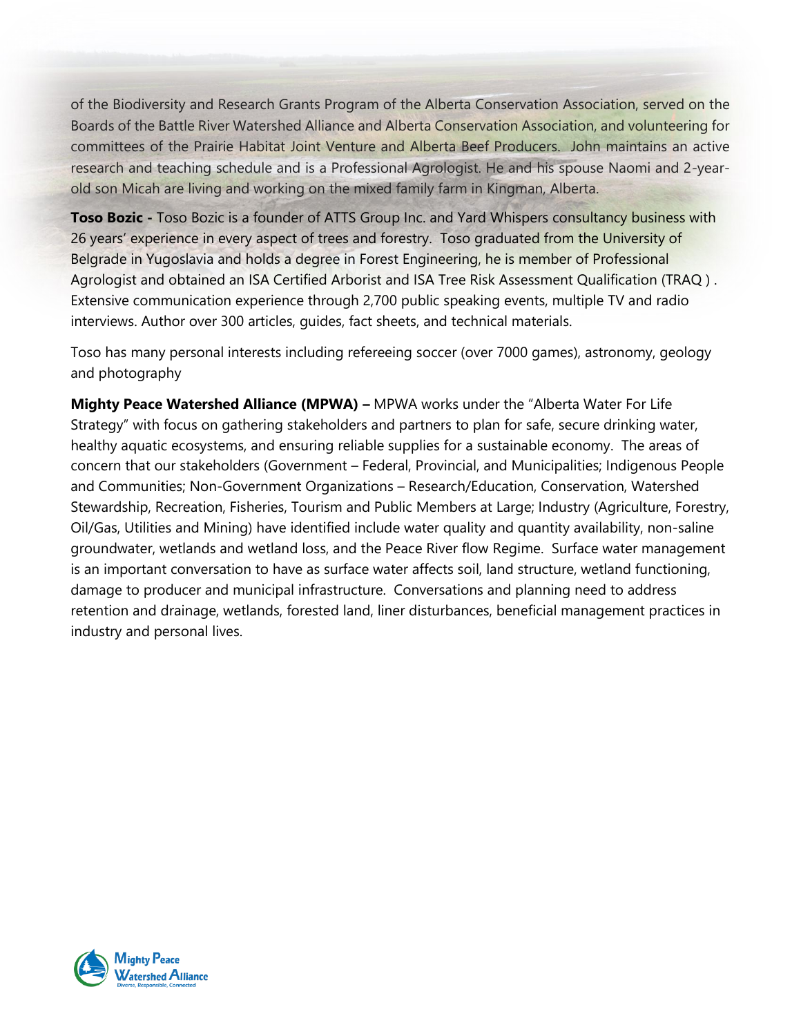of the Biodiversity and Research Grants Program of the Alberta Conservation Association, served on the Boards of the Battle River Watershed Alliance and Alberta Conservation Association, and volunteering for committees of the Prairie Habitat Joint Venture and Alberta Beef Producers. John maintains an active research and teaching schedule and is a Professional Agrologist. He and his spouse Naomi and 2-year-old son Micah are living and working on the mixed family farm in Kingman, Alberta.

**Toso Bozic -** Toso Bozic is a founder of ATTS Group Inc. and Yard Whispers consultancy business with 26 years' experience in every aspect of trees and forestry. Toso graduated from the University of Belgrade in Yugoslavia and holds a degree in Forest Engineering, he is member of Professional Agrologist and obtained an ISA Certified Arborist and ISA Tree Risk Assessment Qualification (TRAQ ) . Extensive communication experience through 2,700 public speaking events, multiple TV and radio interviews. Author over 300 articles, guides, fact sheets, and technical materials.

Toso has many personal interests including refereeing soccer (over 7000 games), astronomy, geology and photography

**Mighty Peace Watershed Alliance (MPWA) –** MPWA works under the "Alberta Water For Life Strategy" with focus on gathering stakeholders and partners to plan for safe, secure drinking water, healthy aquatic ecosystems, and ensuring reliable supplies for a sustainable economy. The areas of concern that our stakeholders (Government – Federal, Provincial, and Municipalities; Indigenous People and Communities; Non-Government Organizations – Research/Education, Conservation, Watershed Stewardship, Recreation, Fisheries, Tourism and Public Members at Large; Industry (Agriculture, Forestry, Oil/Gas, Utilities and Mining) have identified include water quality and quantity availability, non-saline groundwater, wetlands and wetland loss, and the Peace River flow Regime. Surface water management is an important conversation to have as surface water affects soil, land structure, wetland functioning, damage to producer and municipal infrastructure. Conversations and planning need to address retention and drainage, wetlands, forested land, liner disturbances, beneficial management practices in industry and personal lives.